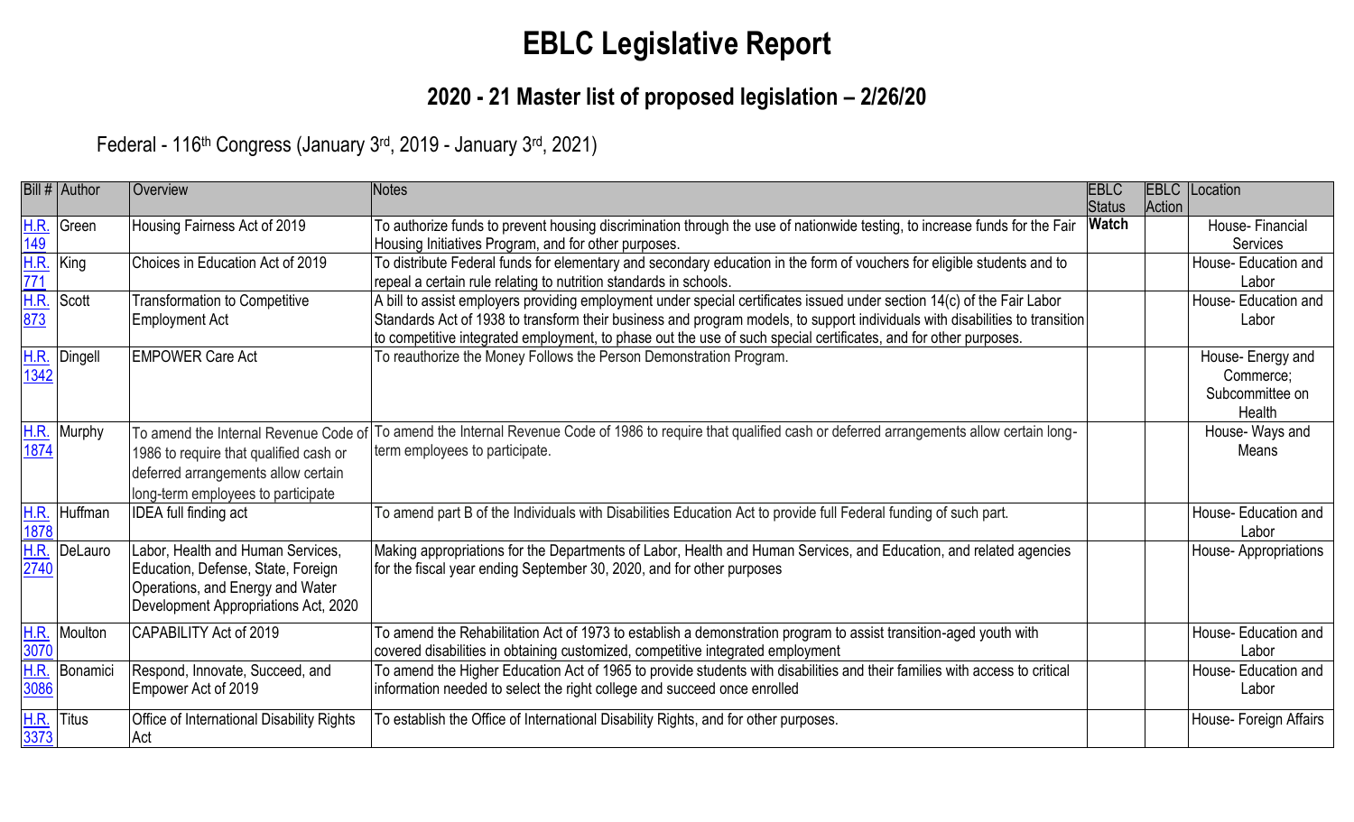# EBLC Legislative Report

## 2020 - 21 Master list of proposed legislation – 2/26/20

Federal - 116th Congress (January 3rd, 2019 - January 3rd, 2021)

| Bill # | Author | Overview | Notes | EBLC Status | EBLC Action | Location |
|---|---|---|---|---|---|---|
| H.R. 149 | Green | Housing Fairness Act of 2019 | To authorize funds to prevent housing discrimination through the use of nationwide testing, to increase funds for the Fair Housing Initiatives Program, and for other purposes. | **Watch** | | House- Financial Services |
| H.R. 771 | King | Choices in Education Act of 2019 | To distribute Federal funds for elementary and secondary education in the form of vouchers for eligible students and to repeal a certain rule relating to nutrition standards in schools. | | | House- Education and Labor |
| H.R. 873 | Scott | Transformation to Competitive Employment Act | A bill to assist employers providing employment under special certificates issued under section 14(c) of the Fair Labor Standards Act of 1938 to transform their business and program models, to support individuals with disabilities to transition to competitive integrated employment, to phase out the use of such special certificates, and for other purposes. | | | House- Education and Labor |
| H.R. 1342 | Dingell | EMPOWER Care Act | To reauthorize the Money Follows the Person Demonstration Program. | | | House- Energy and Commerce; Subcommittee on Health |
| H.R. 1874 | Murphy | To amend the Internal Revenue Code of 1986 to require that qualified cash or deferred arrangements allow certain long-term employees to participate | To amend the Internal Revenue Code of 1986 to require that qualified cash or deferred arrangements allow certain long-term employees to participate. | | | House- Ways and Means |
| H.R. 1878 | Huffman | IDEA full finding act | To amend part B of the Individuals with Disabilities Education Act to provide full Federal funding of such part. | | | House- Education and Labor |
| H.R. 2740 | DeLauro | Labor, Health and Human Services, Education, Defense, State, Foreign Operations, and Energy and Water Development Appropriations Act, 2020 | Making appropriations for the Departments of Labor, Health and Human Services, and Education, and related agencies for the fiscal year ending September 30, 2020, and for other purposes | | | House- Appropriations |
| H.R. 3070 | Moulton | CAPABILITY Act of 2019 | To amend the Rehabilitation Act of 1973 to establish a demonstration program to assist transition-aged youth with covered disabilities in obtaining customized, competitive integrated employment | | | House- Education and Labor |
| H.R. 3086 | Bonamici | Respond, Innovate, Succeed, and Empower Act of 2019 | To amend the Higher Education Act of 1965 to provide students with disabilities and their families with access to critical information needed to select the right college and succeed once enrolled | | | House- Education and Labor |
| H.R. 3373 | Titus | Office of International Disability Rights Act | To establish the Office of International Disability Rights, and for other purposes. | | | House- Foreign Affairs |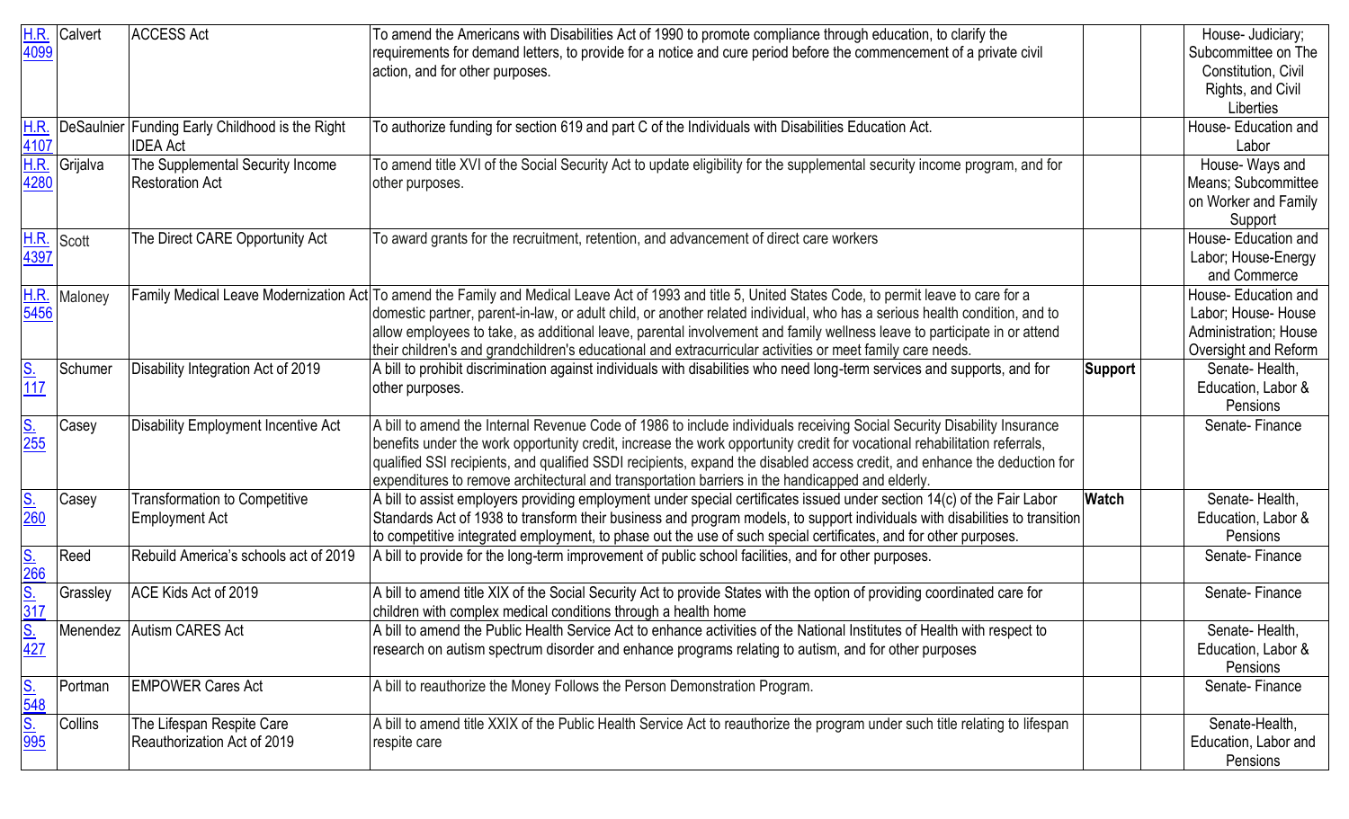| | | | | | | |
|---|---|---|---|---|---|---|
| H.R. 4099 | Calvert | ACCESS Act | To amend the Americans with Disabilities Act of 1990 to promote compliance through education, to clarify the requirements for demand letters, to provide for a notice and cure period before the commencement of a private civil action, and for other purposes. | | | House- Judiciary; Subcommittee on The Constitution, Civil Rights, and Civil Liberties |
| H.R. 4107 | DeSaulnier | Funding Early Childhood is the Right IDEA Act | To authorize funding for section 619 and part C of the Individuals with Disabilities Education Act. | | | House- Education and Labor |
| H.R. 4280 | Grijalva | The Supplemental Security Income Restoration Act | To amend title XVI of the Social Security Act to update eligibility for the supplemental security income program, and for other purposes. | | | House- Ways and Means; Subcommittee on Worker and Family Support |
| H.R. 4397 | Scott | The Direct CARE Opportunity Act | To award grants for the recruitment, retention, and advancement of direct care workers | | | House- Education and Labor; House-Energy and Commerce |
| H.R. 5456 | Maloney | Family Medical Leave Modernization Act | To amend the Family and Medical Leave Act of 1993 and title 5, United States Code, to permit leave to care for a domestic partner, parent-in-law, or adult child, or another related individual, who has a serious health condition, and to allow employees to take, as additional leave, parental involvement and family wellness leave to participate in or attend their children's and grandchildren's educational and extracurricular activities or meet family care needs. | | | House- Education and Labor; House- House Administration; House Oversight and Reform |
| S. 117 | Schumer | Disability Integration Act of 2019 | A bill to prohibit discrimination against individuals with disabilities who need long-term services and supports, and for other purposes. | **Support** | | Senate- Health, Education, Labor & Pensions |
| S. 255 | Casey | Disability Employment Incentive Act | A bill to amend the Internal Revenue Code of 1986 to include individuals receiving Social Security Disability Insurance benefits under the work opportunity credit, increase the work opportunity credit for vocational rehabilitation referrals, qualified SSI recipients, and qualified SSDI recipients, expand the disabled access credit, and enhance the deduction for expenditures to remove architectural and transportation barriers in the handicapped and elderly. | | | Senate- Finance |
| S. 260 | Casey | Transformation to Competitive Employment Act | A bill to assist employers providing employment under special certificates issued under section 14(c) of the Fair Labor Standards Act of 1938 to transform their business and program models, to support individuals with disabilities to transition to competitive integrated employment, to phase out the use of such special certificates, and for other purposes. | **Watch** | | Senate- Health, Education, Labor & Pensions |
| S. 266 | Reed | Rebuild America's schools act of 2019 | A bill to provide for the long-term improvement of public school facilities, and for other purposes. | | | Senate- Finance |
| S. 317 | Grassley | ACE Kids Act of 2019 | A bill to amend title XIX of the Social Security Act to provide States with the option of providing coordinated care for children with complex medical conditions through a health home | | | Senate- Finance |
| S. 427 | Menendez | Autism CARES Act | A bill to amend the Public Health Service Act to enhance activities of the National Institutes of Health with respect to research on autism spectrum disorder and enhance programs relating to autism, and for other purposes | | | Senate- Health, Education, Labor & Pensions |
| S. 548 | Portman | EMPOWER Cares Act | A bill to reauthorize the Money Follows the Person Demonstration Program. | | | Senate- Finance |
| S. 995 | Collins | The Lifespan Respite Care Reauthorization Act of 2019 | A bill to amend title XXIX of the Public Health Service Act to reauthorize the program under such title relating to lifespan respite care | | | Senate-Health, Education, Labor and Pensions |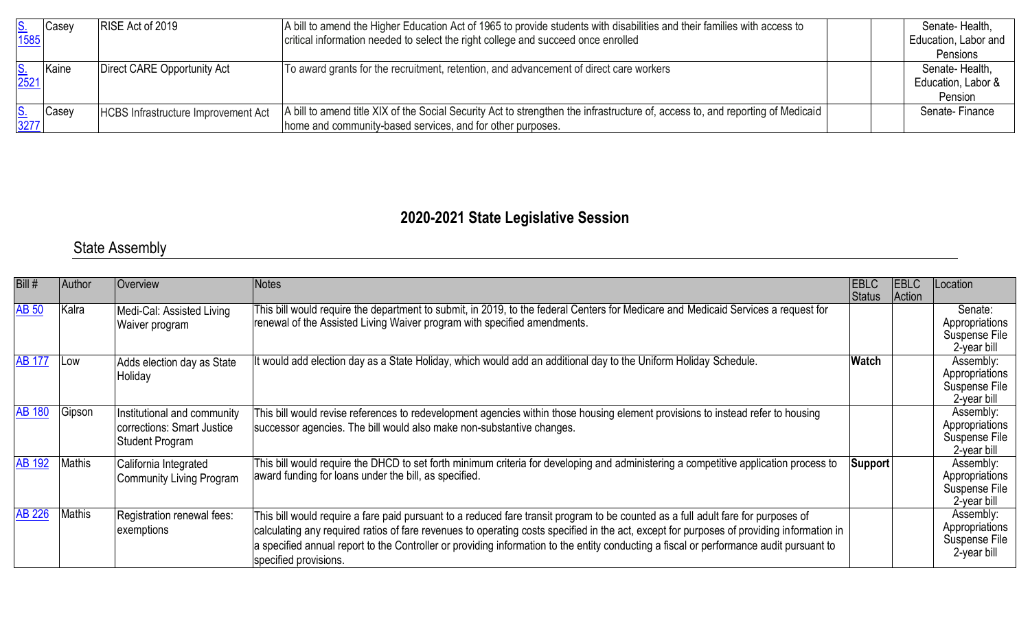| [S. 1585]() | Casey | RISE Act of 2019 | A bill to amend the Higher Education Act of 1965 to provide students with disabilities and their families with access to critical information needed to select the right college and succeed once enrolled | | | Senate- Health, Education, Labor and Pensions |
|---|---|---|---|---|---|---|
| [S. 2521]() | Kaine | Direct CARE Opportunity Act | To award grants for the recruitment, retention, and advancement of direct care workers | | | Senate- Health, Education, Labor & Pension |
| [S. 3277]() | Casey | HCBS Infrastructure Improvement Act | A bill to amend title XIX of the Social Security Act to strengthen the infrastructure of, access to, and reporting of Medicaid home and community-based services, and for other purposes. | | | Senate- Finance |

## 2020-2021 State Legislative Session

### State Assembly

| Bill # | Author | Overview | Notes | EBLC Status | EBLC Action | Location |
|---|---|---|---|---|---|---|
| [AB 50]() | Kalra | Medi-Cal: Assisted Living Waiver program | This bill would require the department to submit, in 2019, to the federal Centers for Medicare and Medicaid Services a request for renewal of the Assisted Living Waiver program with specified amendments. | | | Senate: Appropriations Suspense File 2-year bill |
| [AB 177]() | Low | Adds election day as State Holiday | It would add election day as a State Holiday, which would add an additional day to the Uniform Holiday Schedule. | **Watch** | | Assembly: Appropriations Suspense File 2-year bill |
| [AB 180]() | Gipson | Institutional and community corrections: Smart Justice Student Program | This bill would revise references to redevelopment agencies within those housing element provisions to instead refer to housing successor agencies. The bill would also make non-substantive changes. | | | Assembly: Appropriations Suspense File 2-year bill |
| [AB 192]() | Mathis | California Integrated Community Living Program | This bill would require the DHCD to set forth minimum criteria for developing and administering a competitive application process to award funding for loans under the bill, as specified. | **Support** | | Assembly: Appropriations Suspense File 2-year bill |
| [AB 226]() | Mathis | Registration renewal fees: exemptions | This bill would require a fare paid pursuant to a reduced fare transit program to be counted as a full adult fare for purposes of calculating any required ratios of fare revenues to operating costs specified in the act, except for purposes of providing information in a specified annual report to the Controller or providing information to the entity conducting a fiscal or performance audit pursuant to specified provisions. | | | Assembly: Appropriations Suspense File 2-year bill |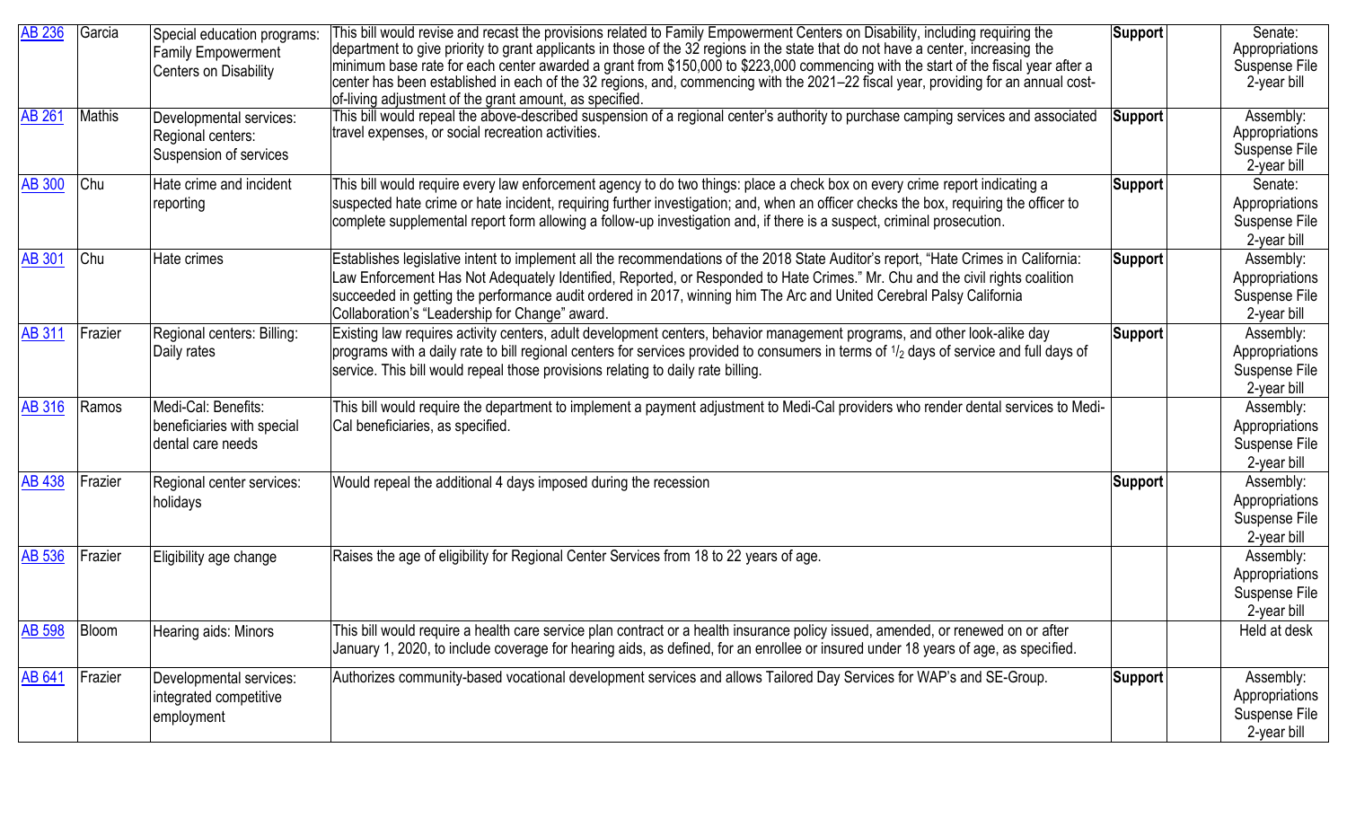| AB 236 | Garcia | Special education programs: Family Empowerment Centers on Disability | This bill would revise and recast the provisions related to Family Empowerment Centers on Disability, including requiring the department to give priority to grant applicants in those of the 32 regions in the state that do not have a center, increasing the minimum base rate for each center awarded a grant from $150,000 to $223,000 commencing with the start of the fiscal year after a center has been established in each of the 32 regions, and, commencing with the 2021–22 fiscal year, providing for an annual cost-of-living adjustment of the grant amount, as specified. | Support | | Senate: Appropriations Suspense File 2-year bill |
|---|---|---|---|---|---|---|
| AB 261 | Mathis | Developmental services: Regional centers: Suspension of services | This bill would repeal the above-described suspension of a regional center's authority to purchase camping services and associated travel expenses, or social recreation activities. | Support | | Assembly: Appropriations Suspense File 2-year bill |
| AB 300 | Chu | Hate crime and incident reporting | This bill would require every law enforcement agency to do two things: place a check box on every crime report indicating a suspected hate crime or hate incident, requiring further investigation; and, when an officer checks the box, requiring the officer to complete supplemental report form allowing a follow-up investigation and, if there is a suspect, criminal prosecution. | Support | | Senate: Appropriations Suspense File 2-year bill |
| AB 301 | Chu | Hate crimes | Establishes legislative intent to implement all the recommendations of the 2018 State Auditor's report, "Hate Crimes in California: Law Enforcement Has Not Adequately Identified, Reported, or Responded to Hate Crimes." Mr. Chu and the civil rights coalition succeeded in getting the performance audit ordered in 2017, winning him The Arc and United Cerebral Palsy California Collaboration's "Leadership for Change" award. | Support | | Assembly: Appropriations Suspense File 2-year bill |
| AB 311 | Frazier | Regional centers: Billing: Daily rates | Existing law requires activity centers, adult development centers, behavior management programs, and other look-alike day programs with a daily rate to bill regional centers for services provided to consumers in terms of 1/2 days of service and full days of service. This bill would repeal those provisions relating to daily rate billing. | Support | | Assembly: Appropriations Suspense File 2-year bill |
| AB 316 | Ramos | Medi-Cal: Benefits: beneficiaries with special dental care needs | This bill would require the department to implement a payment adjustment to Medi-Cal providers who render dental services to Medi-Cal beneficiaries, as specified. | | | Assembly: Appropriations Suspense File 2-year bill |
| AB 438 | Frazier | Regional center services: holidays | Would repeal the additional 4 days imposed during the recession | Support | | Assembly: Appropriations Suspense File 2-year bill |
| AB 536 | Frazier | Eligibility age change | Raises the age of eligibility for Regional Center Services from 18 to 22 years of age. | | | Assembly: Appropriations Suspense File 2-year bill |
| AB 598 | Bloom | Hearing aids: Minors | This bill would require a health care service plan contract or a health insurance policy issued, amended, or renewed on or after January 1, 2020, to include coverage for hearing aids, as defined, for an enrollee or insured under 18 years of age, as specified. | | | Held at desk |
| AB 641 | Frazier | Developmental services: integrated competitive employment | Authorizes community-based vocational development services and allows Tailored Day Services for WAP's and SE-Group. | Support | | Assembly: Appropriations Suspense File 2-year bill |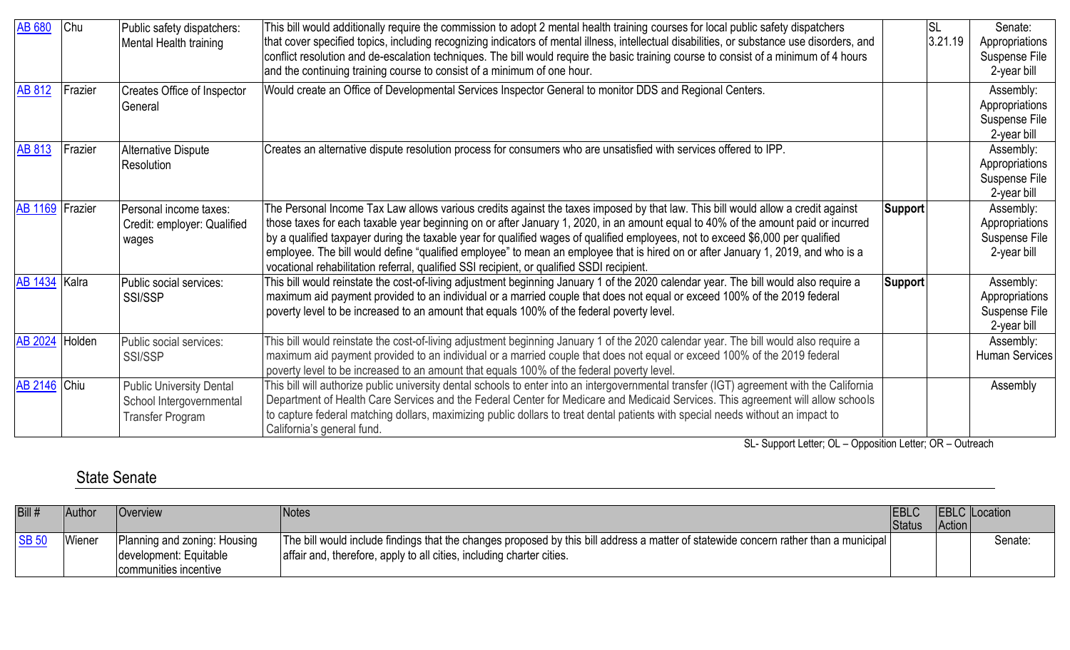| | | | | | | |
|---|---|---|---|---|---|---|
| AB 680 | Chu | Public safety dispatchers: Mental Health training | This bill would additionally require the commission to adopt 2 mental health training courses for local public safety dispatchers that cover specified topics, including recognizing indicators of mental illness, intellectual disabilities, or substance use disorders, and conflict resolution and de-escalation techniques. The bill would require the basic training course to consist of a minimum of 4 hours and the continuing training course to consist of a minimum of one hour. | | SL 3.21.19 | Senate: Appropriations Suspense File 2-year bill |
| AB 812 | Frazier | Creates Office of Inspector General | Would create an Office of Developmental Services Inspector General to monitor DDS and Regional Centers. | | | Assembly: Appropriations Suspense File 2-year bill |
| AB 813 | Frazier | Alternative Dispute Resolution | Creates an alternative dispute resolution process for consumers who are unsatisfied with services offered to IPP. | | | Assembly: Appropriations Suspense File 2-year bill |
| AB 1169 | Frazier | Personal income taxes: Credit: employer: Qualified wages | The Personal Income Tax Law allows various credits against the taxes imposed by that law. This bill would allow a credit against those taxes for each taxable year beginning on or after January 1, 2020, in an amount equal to 40% of the amount paid or incurred by a qualified taxpayer during the taxable year for qualified wages of qualified employees, not to exceed $6,000 per qualified employee. The bill would define "qualified employee" to mean an employee that is hired on or after January 1, 2019, and who is a vocational rehabilitation referral, qualified SSI recipient, or qualified SSDI recipient. | **Support** | | Assembly: Appropriations Suspense File 2-year bill |
| AB 1434 | Kalra | Public social services: SSI/SSP | This bill would reinstate the cost-of-living adjustment beginning January 1 of the 2020 calendar year. The bill would also require a maximum aid payment provided to an individual or a married couple that does not equal or exceed 100% of the 2019 federal poverty level to be increased to an amount that equals 100% of the federal poverty level. | **Support** | | Assembly: Appropriations Suspense File 2-year bill |
| AB 2024 | Holden | Public social services: SSI/SSP | This bill would reinstate the cost-of-living adjustment beginning January 1 of the 2020 calendar year. The bill would also require a maximum aid payment provided to an individual or a married couple that does not equal or exceed 100% of the 2019 federal poverty level to be increased to an amount that equals 100% of the federal poverty level. | | | Assembly: Human Services |
| AB 2146 | Chiu | Public University Dental School Intergovernmental Transfer Program | This bill will authorize public university dental schools to enter into an intergovernmental transfer (IGT) agreement with the California Department of Health Care Services and the Federal Center for Medicare and Medicaid Services. This agreement will allow schools to capture federal matching dollars, maximizing public dollars to treat dental patients with special needs without an impact to California's general fund. | | | Assembly |

SL- Support Letter; OL – Opposition Letter; OR – Outreach

## State Senate

| Bill # | Author | Overview | Notes | EBLC Status | EBLC Action | Location |
|---|---|---|---|---|---|---|
| SB 50 | Wiener | Planning and zoning: Housing development: Equitable communities incentive | The bill would include findings that the changes proposed by this bill address a matter of statewide concern rather than a municipal affair and, therefore, apply to all cities, including charter cities. | | | Senate: |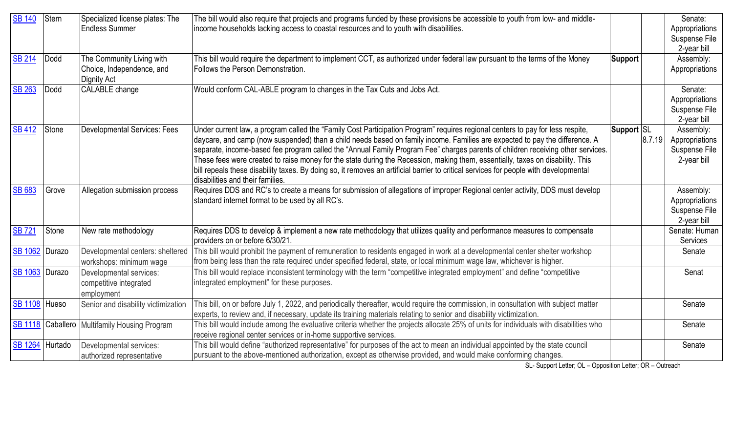| | | | | | | |
|---|---|---|---|---|---|---|
| SB 140 | Stern | Specialized license plates: The Endless Summer | The bill would also require that projects and programs funded by these provisions be accessible to youth from low- and middle-income households lacking access to coastal resources and to youth with disabilities. | | | Senate: Appropriations Suspense File 2-year bill |
| SB 214 | Dodd | The Community Living with Choice, Independence, and Dignity Act | This bill would require the department to implement CCT, as authorized under federal law pursuant to the terms of the Money Follows the Person Demonstration. | **Support** | | Assembly: Appropriations |
| SB 263 | Dodd | CALABLE change | Would conform CAL-ABLE program to changes in the Tax Cuts and Jobs Act. | | | Senate: Appropriations Suspense File 2-year bill |
| SB 412 | Stone | Developmental Services: Fees | Under current law, a program called the "Family Cost Participation Program" requires regional centers to pay for less respite, daycare, and camp (now suspended) than a child needs based on family income. Families are expected to pay the difference. A separate, income-based fee program called the "Annual Family Program Fee" charges parents of children receiving other services. These fees were created to raise money for the state during the Recession, making them, essentially, taxes on disability. This bill repeals these disability taxes. By doing so, it removes an artificial barrier to critical services for people with developmental disabilities and their families. | **Support** | SL 8.7.19 | Assembly: Appropriations Suspense File 2-year bill |
| SB 683 | Grove | Allegation submission process | Requires DDS and RC's to create a means for submission of allegations of improper Regional center activity, DDS must develop standard internet format to be used by all RC's. | | | Assembly: Appropriations Suspense File 2-year bill |
| SB 721 | Stone | New rate methodology | Requires DDS to develop & implement a new rate methodology that utilizes quality and performance measures to compensate providers on or before 6/30/21. | | | Senate: Human Services |
| SB 1062 | Durazo | Developmental centers: sheltered workshops: minimum wage | This bill would prohibit the payment of remuneration to residents engaged in work at a developmental center shelter workshop from being less than the rate required under specified federal, state, or local minimum wage law, whichever is higher. | | | Senate |
| SB 1063 | Durazo | Developmental services: competitive integrated employment | This bill would replace inconsistent terminology with the term "competitive integrated employment" and define "competitive integrated employment" for these purposes. | | | Senat |
| SB 1108 | Hueso | Senior and disability victimization | This bill, on or before July 1, 2022, and periodically thereafter, would require the commission, in consultation with subject matter experts, to review and, if necessary, update its training materials relating to senior and disability victimization. | | | Senate |
| SB 1118 | Caballero | Multifamily Housing Program | This bill would include among the evaluative criteria whether the projects allocate 25% of units for individuals with disabilities who receive regional center services or in-home supportive services. | | | Senate |
| SB 1264 | Hurtado | Developmental services: authorized representative | This bill would define "authorized representative" for purposes of the act to mean an individual appointed by the state council pursuant to the above-mentioned authorization, except as otherwise provided, and would make conforming changes. | | | Senate |

SL- Support Letter; OL – Opposition Letter; OR – Outreach